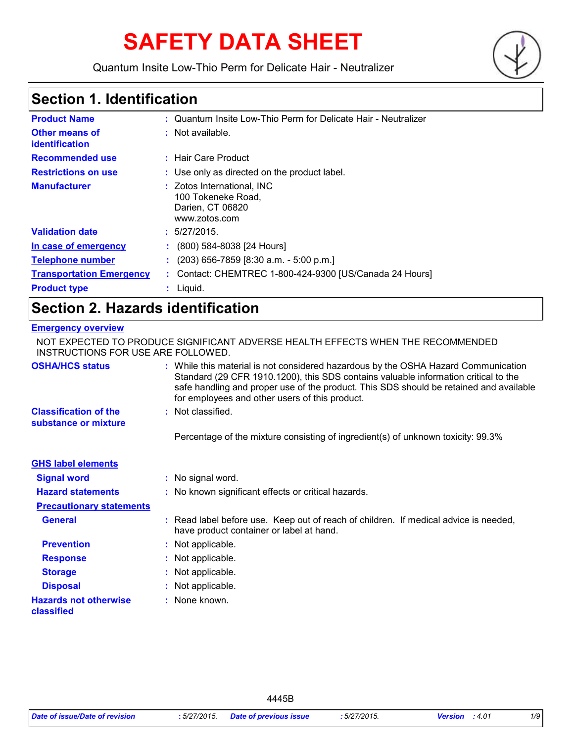# SAFETY DATA SHEET

Quantum Insite Low-Thio Perm for Delicate Hair - Neutralizer

## Section 1. Identification

| | | |
|---|---|---|
| **Product Name** | : | Quantum Insite Low-Thio Perm for Delicate Hair - Neutralizer |
| **Other means of identification** | : | Not available. |
| **Recommended use** | : | Hair Care Product |
| **Restrictions on use** | : | Use only as directed on the product label. |
| **Manufacturer** | : | Zotos International, INC<br>100 Tokeneke Road,<br>Darien, CT 06820<br>www.zotos.com |
| **Validation date** | : | 5/27/2015. |
| **In case of emergency** | : | (800) 584-8038 [24 Hours] |
| **Telephone number** | : | (203) 656-7859 [8:30 a.m. - 5:00 p.m.] |
| **Transportation Emergency** | : | Contact: CHEMTREC 1-800-424-9300 [US/Canada 24 Hours] |
| **Product type** | : | Liquid. |

## Section 2. Hazards identification

**Emergency overview**

NOT EXPECTED TO PRODUCE SIGNIFICANT ADVERSE HEALTH EFFECTS WHEN THE RECOMMENDED INSTRUCTIONS FOR USE ARE FOLLOWED.

| | | |
|---|---|---|
| **OSHA/HCS status** | : | While this material is not considered hazardous by the OSHA Hazard Communication Standard (29 CFR 1910.1200), this SDS contains valuable information critical to the safe handling and proper use of the product. This SDS should be retained and available for employees and other users of this product. |
| **Classification of the substance or mixture** | : | Not classified. |
| | | Percentage of the mixture consisting of ingredient(s) of unknown toxicity: 99.3% |

**GHS label elements**

| | | |
|---|---|---|
| **Signal word** | : | No signal word. |
| **Hazard statements** | : | No known significant effects or critical hazards. |

**Precautionary statements**

| | | |
|---|---|---|
| **General** | : | Read label before use. Keep out of reach of children. If medical advice is needed, have product container or label at hand. |
| **Prevention** | : | Not applicable. |
| **Response** | : | Not applicable. |
| **Storage** | : | Not applicable. |
| **Disposal** | : | Not applicable. |
| **Hazards not otherwise classified** | : | None known. |

4445B

| Date of issue/Date of revision | : 5/27/2015. | Date of previous issue | : 5/27/2015. | Version | : 4.01 |
|---|---|---|---|---|---|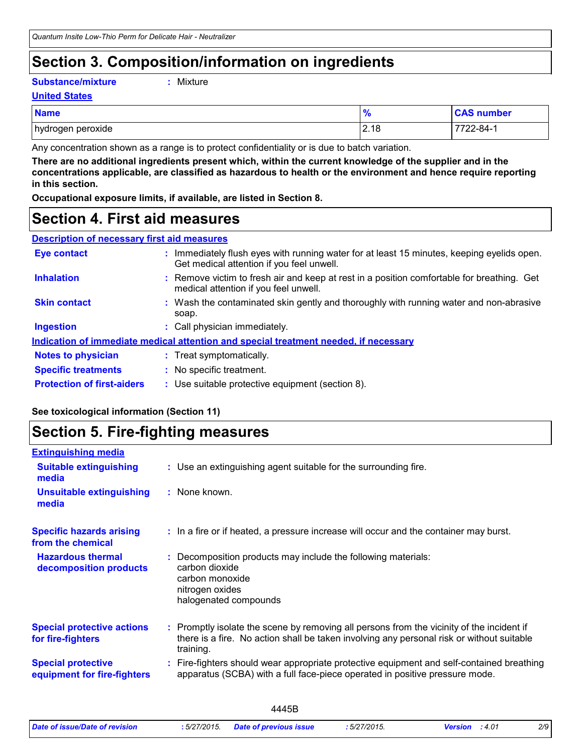## Section 3. Composition/information on ingredients

**Substance/mixture** : Mixture

**United States**

| Name | % | CAS number |
|---|---|---|
| hydrogen peroxide | 2.18 | 7722-84-1 |

Any concentration shown as a range is to protect confidentiality or is due to batch variation.

**There are no additional ingredients present which, within the current knowledge of the supplier and in the concentrations applicable, are classified as hazardous to health or the environment and hence require reporting in this section.**

**Occupational exposure limits, if available, are listed in Section 8.**

## Section 4. First aid measures

**Description of necessary first aid measures**

**Eye contact** : Immediately flush eyes with running water for at least 15 minutes, keeping eyelids open. Get medical attention if you feel unwell.

**Inhalation** : Remove victim to fresh air and keep at rest in a position comfortable for breathing. Get medical attention if you feel unwell.

**Skin contact** : Wash the contaminated skin gently and thoroughly with running water and non-abrasive soap.

**Ingestion** : Call physician immediately.

**Indication of immediate medical attention and special treatment needed, if necessary**

**Notes to physician** : Treat symptomatically.

**Specific treatments** : No specific treatment.

**Protection of first-aiders** : Use suitable protective equipment (section 8).

**See toxicological information (Section 11)**

## Section 5. Fire-fighting measures

**Extinguishing media**

**Suitable extinguishing media** : Use an extinguishing agent suitable for the surrounding fire.

**Unsuitable extinguishing media** : None known.

**Specific hazards arising from the chemical** : In a fire or if heated, a pressure increase will occur and the container may burst.

**Hazardous thermal decomposition products** : Decomposition products may include the following materials:
carbon dioxide
carbon monoxide
nitrogen oxides
halogenated compounds

**Special protective actions for fire-fighters** : Promptly isolate the scene by removing all persons from the vicinity of the incident if there is a fire. No action shall be taken involving any personal risk or without suitable training.

**Special protective equipment for fire-fighters** : Fire-fighters should wear appropriate protective equipment and self-contained breathing apparatus (SCBA) with a full face-piece operated in positive pressure mode.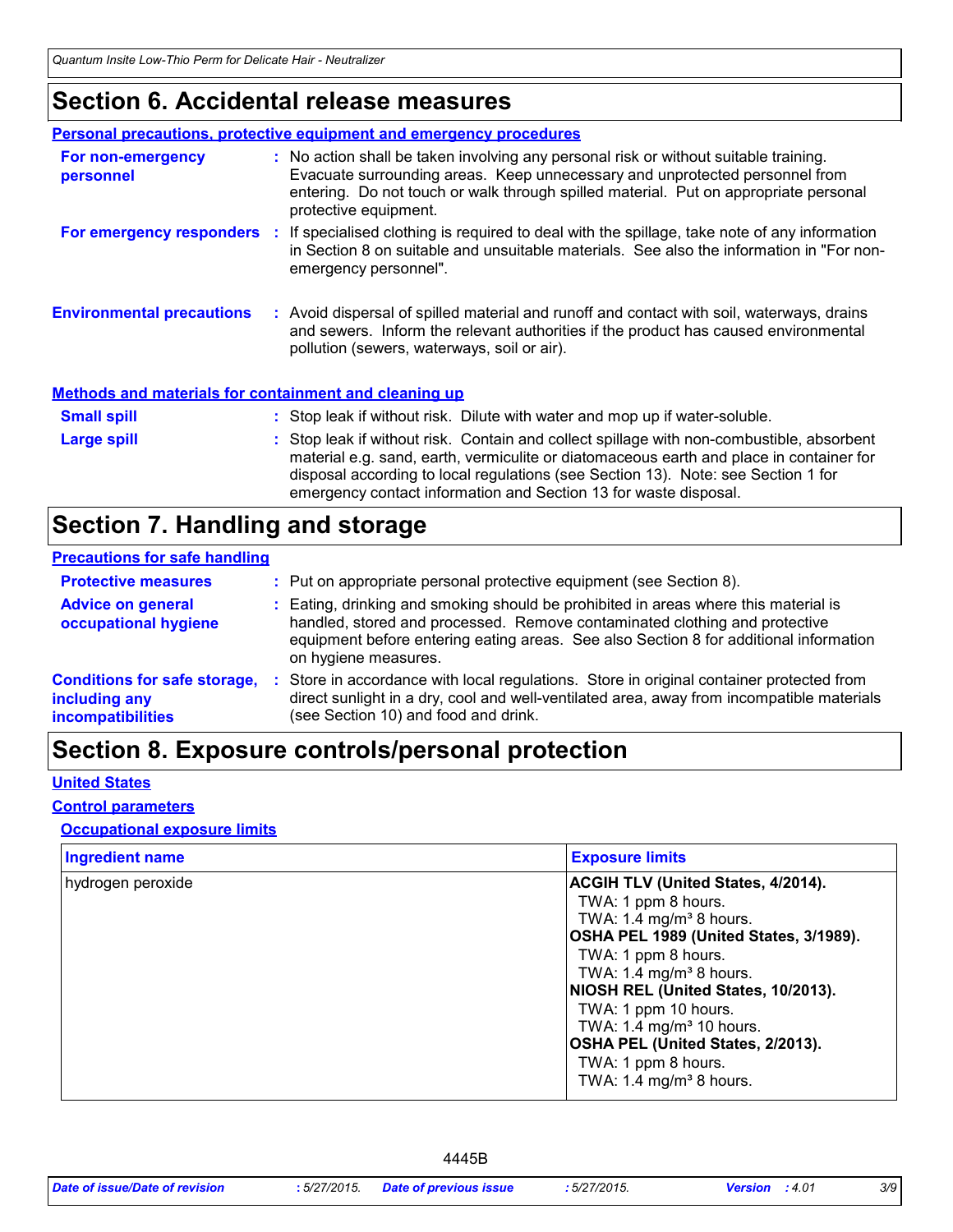# Section 6. Accidental release measures

**Personal precautions, protective equipment and emergency procedures**

**For non-emergency personnel** : No action shall be taken involving any personal risk or without suitable training. Evacuate surrounding areas. Keep unnecessary and unprotected personnel from entering. Do not touch or walk through spilled material. Put on appropriate personal protective equipment.

**For emergency responders** : If specialised clothing is required to deal with the spillage, take note of any information in Section 8 on suitable and unsuitable materials. See also the information in "For non-emergency personnel".

**Environmental precautions** : Avoid dispersal of spilled material and runoff and contact with soil, waterways, drains and sewers. Inform the relevant authorities if the product has caused environmental pollution (sewers, waterways, soil or air).

**Methods and materials for containment and cleaning up**

**Small spill** : Stop leak if without risk. Dilute with water and mop up if water-soluble.

**Large spill** : Stop leak if without risk. Contain and collect spillage with non-combustible, absorbent material e.g. sand, earth, vermiculite or diatomaceous earth and place in container for disposal according to local regulations (see Section 13). Note: see Section 1 for emergency contact information and Section 13 for waste disposal.

# Section 7. Handling and storage

**Precautions for safe handling**

**Protective measures** : Put on appropriate personal protective equipment (see Section 8).

**Advice on general occupational hygiene** : Eating, drinking and smoking should be prohibited in areas where this material is handled, stored and processed. Remove contaminated clothing and protective equipment before entering eating areas. See also Section 8 for additional information on hygiene measures.

**Conditions for safe storage, including any incompatibilities** : Store in accordance with local regulations. Store in original container protected from direct sunlight in a dry, cool and well-ventilated area, away from incompatible materials (see Section 10) and food and drink.

# Section 8. Exposure controls/personal protection

**United States**

**Control parameters**

**Occupational exposure limits**

| Ingredient name | Exposure limits |
| --- | --- |
| hydrogen peroxide | **ACGIH TLV (United States, 4/2014).**<br>TWA: 1 ppm 8 hours.<br>TWA: 1.4 mg/m³ 8 hours.<br>**OSHA PEL 1989 (United States, 3/1989).**<br>TWA: 1 ppm 8 hours.<br>TWA: 1.4 mg/m³ 8 hours.<br>**NIOSH REL (United States, 10/2013).**<br>TWA: 1 ppm 10 hours.<br>TWA: 1.4 mg/m³ 10 hours.<br>**OSHA PEL (United States, 2/2013).**<br>TWA: 1 ppm 8 hours.<br>TWA: 1.4 mg/m³ 8 hours. |

4445B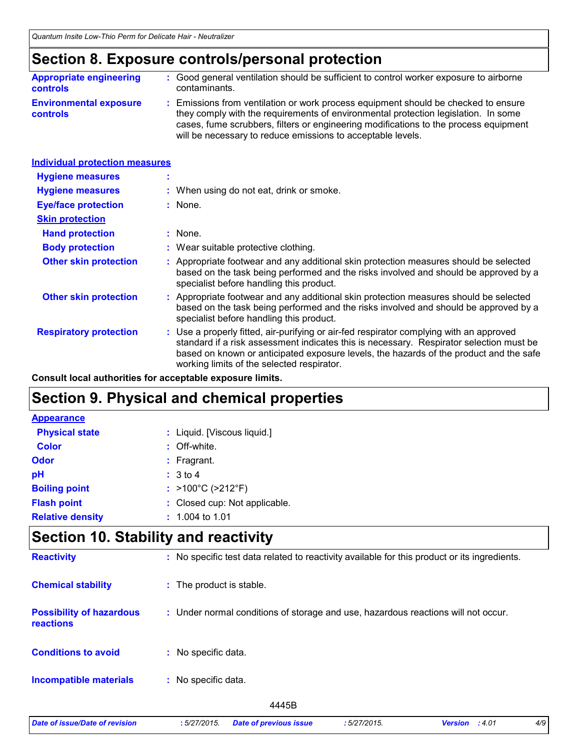## Section 8. Exposure controls/personal protection

| | |
|---|---|
| **Appropriate engineering controls** | : Good general ventilation should be sufficient to control worker exposure to airborne contaminants. |
| **Environmental exposure controls** | : Emissions from ventilation or work process equipment should be checked to ensure they comply with the requirements of environmental protection legislation. In some cases, fume scrubbers, filters or engineering modifications to the process equipment will be necessary to reduce emissions to acceptable levels. |

**Individual protection measures**

| | |
|---|---|
| **Hygiene measures** | : |
| **Hygiene measures** | : When using do not eat, drink or smoke. |
| **Eye/face protection** | : None. |
| **Skin protection** | |
| **Hand protection** | : None. |
| **Body protection** | : Wear suitable protective clothing. |
| **Other skin protection** | : Appropriate footwear and any additional skin protection measures should be selected based on the task being performed and the risks involved and should be approved by a specialist before handling this product. |
| **Other skin protection** | : Appropriate footwear and any additional skin protection measures should be selected based on the task being performed and the risks involved and should be approved by a specialist before handling this product. |
| **Respiratory protection** | : Use a properly fitted, air-purifying or air-fed respirator complying with an approved standard if a risk assessment indicates this is necessary. Respirator selection must be based on known or anticipated exposure levels, the hazards of the product and the safe working limits of the selected respirator. |

**Consult local authorities for acceptable exposure limits.**

## Section 9. Physical and chemical properties

**Appearance**

| | |
|---|---|
| **Physical state** | : Liquid. [Viscous liquid.] |
| **Color** | : Off-white. |
| **Odor** | : Fragrant. |
| **pH** | : 3 to 4 |
| **Boiling point** | : >100°C (>212°F) |
| **Flash point** | : Closed cup: Not applicable. |
| **Relative density** | : 1.004 to 1.01 |

## Section 10. Stability and reactivity

| | |
|---|---|
| **Reactivity** | : No specific test data related to reactivity available for this product or its ingredients. |
| **Chemical stability** | : The product is stable. |
| **Possibility of hazardous reactions** | : Under normal conditions of storage and use, hazardous reactions will not occur. |
| **Conditions to avoid** | : No specific data. |
| **Incompatible materials** | : No specific data. |

4445B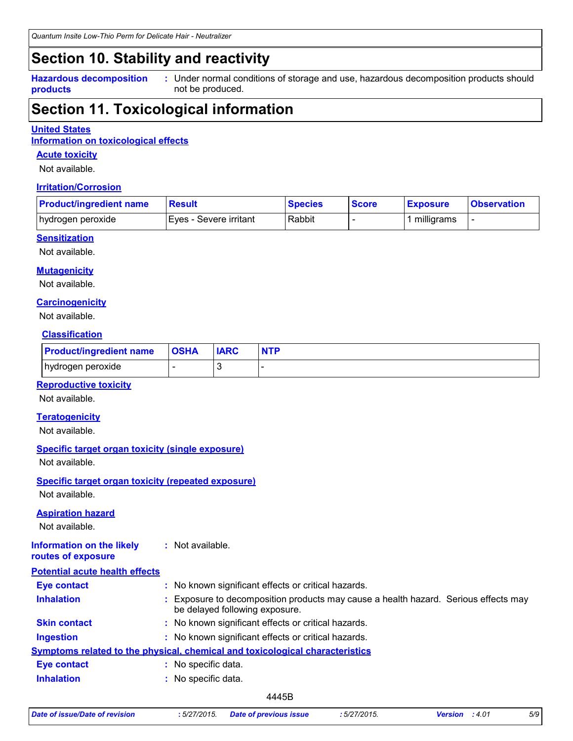# Section 10. Stability and reactivity

**Hazardous decomposition products** : Under normal conditions of storage and use, hazardous decomposition products should not be produced.

# Section 11. Toxicological information

**United States**

**Information on toxicological effects**

### Acute toxicity

Not available.

### Irritation/Corrosion

| Product/ingredient name | Result | Species | Score | Exposure | Observation |
|---|---|---|---|---|---|
| hydrogen peroxide | Eyes - Severe irritant | Rabbit | - | 1 milligrams | - |

### Sensitization

Not available.

### Mutagenicity

Not available.

### Carcinogenicity

Not available.

#### Classification

| Product/ingredient name | OSHA | IARC | NTP |
|---|---|---|---|
| hydrogen peroxide | - | 3 | - |

### Reproductive toxicity

Not available.

### Teratogenicity

Not available.

### Specific target organ toxicity (single exposure)

Not available.

### Specific target organ toxicity (repeated exposure)

Not available.

### Aspiration hazard

Not available.

**Information on the likely routes of exposure** : Not available.

**Potential acute health effects**

**Eye contact** : No known significant effects or critical hazards.

**Inhalation** : Exposure to decomposition products may cause a health hazard. Serious effects may be delayed following exposure.

**Skin contact** : No known significant effects or critical hazards.

**Ingestion** : No known significant effects or critical hazards.

**Symptoms related to the physical, chemical and toxicological characteristics**

**Eye contact** : No specific data.

**Inhalation** : No specific data.

4445B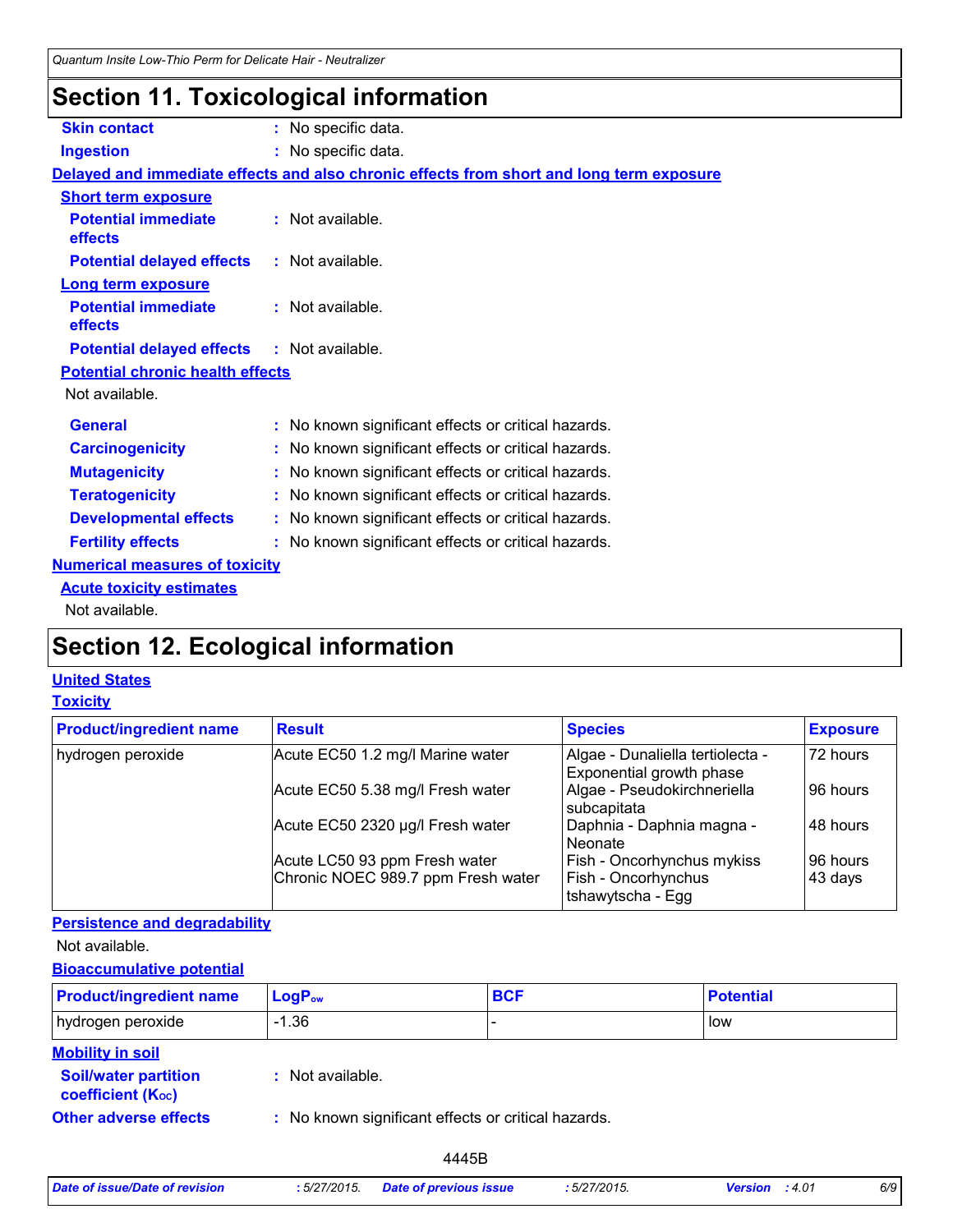## Section 11. Toxicological information

**Skin contact** : No specific data.

**Ingestion** : No specific data.

**Delayed and immediate effects and also chronic effects from short and long term exposure**

**Short term exposure**

**Potential immediate effects** : Not available.

**Potential delayed effects** : Not available.

**Long term exposure**

**Potential immediate effects** : Not available.

**Potential delayed effects** : Not available.

**Potential chronic health effects**

Not available.

**General** : No known significant effects or critical hazards.

**Carcinogenicity** : No known significant effects or critical hazards.

**Mutagenicity** : No known significant effects or critical hazards.

**Teratogenicity** : No known significant effects or critical hazards.

**Developmental effects** : No known significant effects or critical hazards.

**Fertility effects** : No known significant effects or critical hazards.

**Numerical measures of toxicity**

**Acute toxicity estimates**

Not available.

## Section 12. Ecological information

**United States**

**Toxicity**

| Product/ingredient name | Result | Species | Exposure |
|---|---|---|---|
| hydrogen peroxide | Acute EC50 1.2 mg/l Marine water | Algae - Dunaliella tertiolecta - Exponential growth phase | 72 hours |
| | Acute EC50 5.38 mg/l Fresh water | Algae - Pseudokirchneriella subcapitata | 96 hours |
| | Acute EC50 2320 µg/l Fresh water | Daphnia - Daphnia magna - Neonate | 48 hours |
| | Acute LC50 93 ppm Fresh water | Fish - Oncorhynchus mykiss | 96 hours |
| | Chronic NOEC 989.7 ppm Fresh water | Fish - Oncorhynchus tshawytscha - Egg | 43 days |

**Persistence and degradability**

Not available.

**Bioaccumulative potential**

| Product/ingredient name | $LogP_{ow}$ | BCF | Potential |
|---|---|---|---|
| hydrogen peroxide | -1.36 | - | low |

**Mobility in soil**

**Soil/water partition coefficient ($K_{OC}$)** : Not available.

**Other adverse effects** : No known significant effects or critical hazards.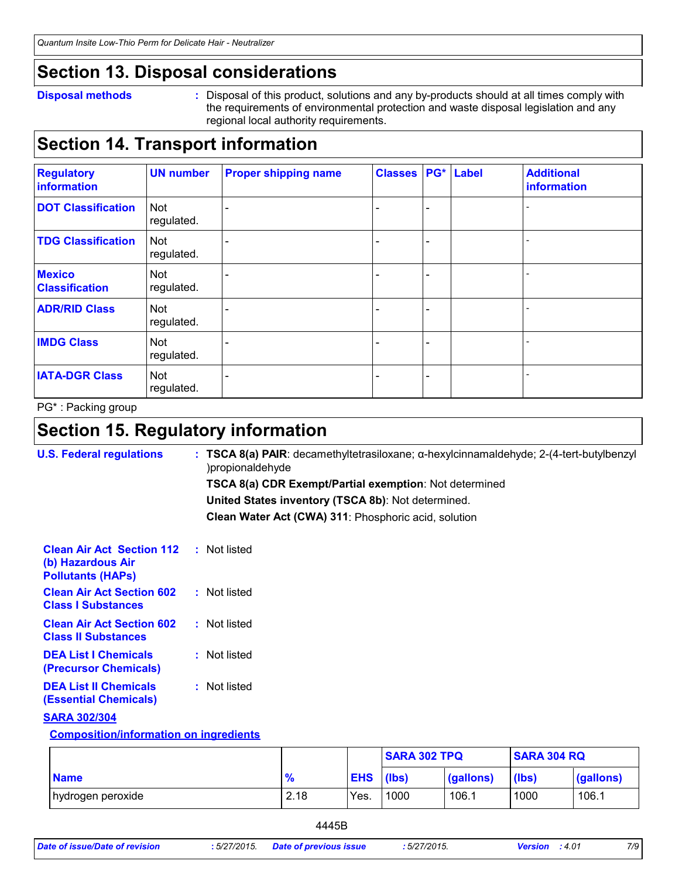## Section 13. Disposal considerations

**Disposal methods** : Disposal of this product, solutions and any by-products should at all times comply with the requirements of environmental protection and waste disposal legislation and any regional local authority requirements.

## Section 14. Transport information

| Regulatory information | UN number | Proper shipping name | Classes | PG* | Label | Additional information |
|---|---|---|---|---|---|---|
| **DOT Classification** | Not regulated. | - | - | - | | - |
| **TDG Classification** | Not regulated. | - | - | - | | - |
| **Mexico Classification** | Not regulated. | - | - | - | | - |
| **ADR/RID Class** | Not regulated. | - | - | - | | - |
| **IMDG Class** | Not regulated. | - | - | - | | - |
| **IATA-DGR Class** | Not regulated. | - | - | - | | - |

PG* : Packing group

## Section 15. Regulatory information

**U.S. Federal regulations** : **TSCA 8(a) PAIR**: decamethyltetrasiloxane; α-hexylcinnamaldehyde; 2-(4-tert-butylbenzyl )propionaldehyde

**TSCA 8(a) CDR Exempt/Partial exemption**: Not determined

**United States inventory (TSCA 8b)**: Not determined.

**Clean Water Act (CWA) 311**: Phosphoric acid, solution

**Clean Air Act Section 112 (b) Hazardous Air Pollutants (HAPs)** : Not listed

**Clean Air Act Section 602 Class I Substances** : Not listed

**Clean Air Act Section 602 Class II Substances** : Not listed

**DEA List I Chemicals (Precursor Chemicals)** : Not listed

**DEA List II Chemicals (Essential Chemicals)** : Not listed

**SARA 302/304**

**Composition/information on ingredients**

| | | | SARA 302 TPQ | | SARA 304 RQ | |
|---|---|---|---|---|---|---|
| **Name** | **%** | **EHS** | **(lbs)** | **(gallons)** | **(lbs)** | **(gallons)** |
| hydrogen peroxide | 2.18 | Yes. | 1000 | 106.1 | 1000 | 106.1 |

4445B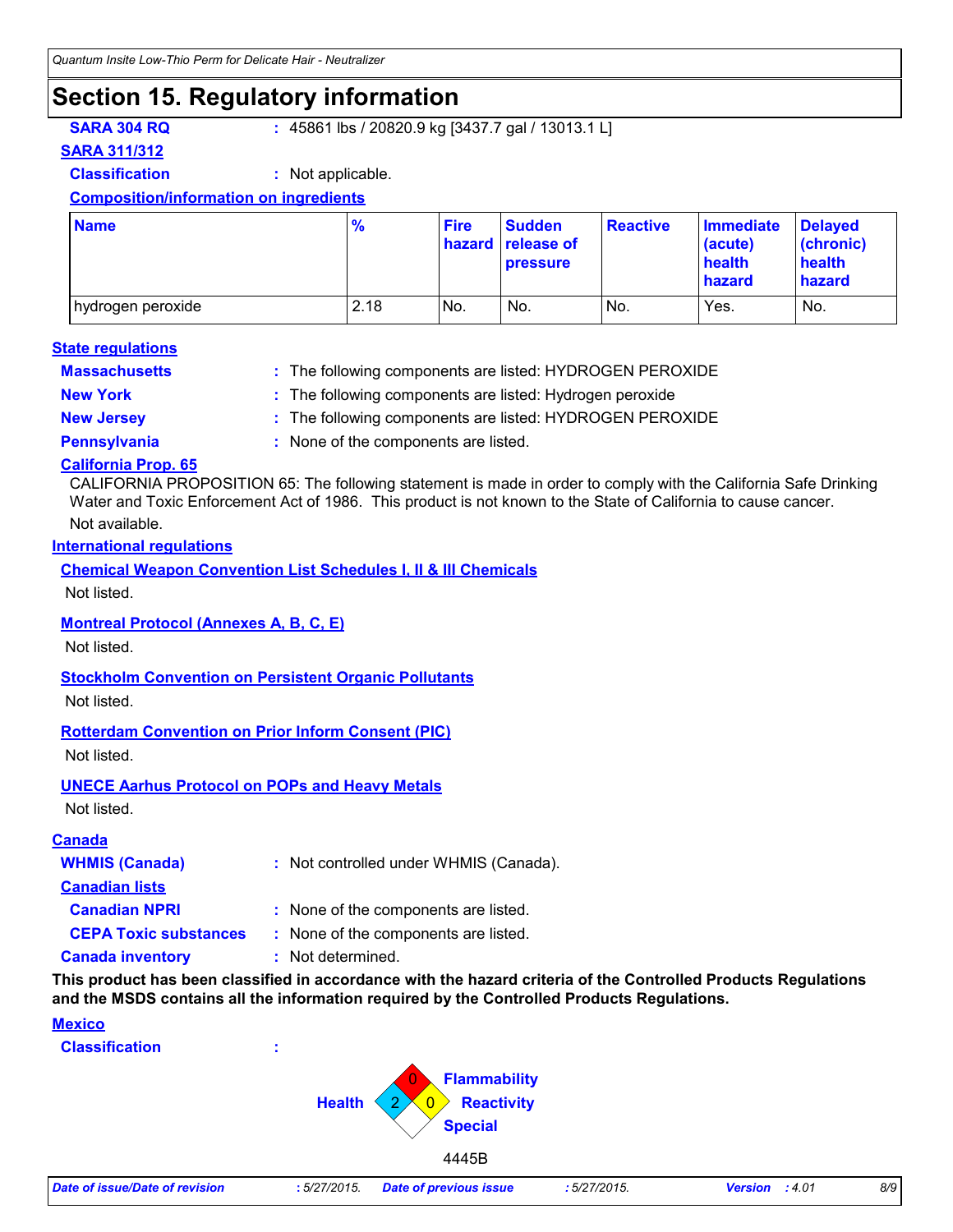# Section 15. Regulatory information

**SARA 304 RQ** : 45861 lbs / 20820.9 kg [3437.7 gal / 13013.1 L]

**SARA 311/312**

**Classification** : Not applicable.

**Composition/information on ingredients**

| Name | % | Fire hazard | Sudden release of pressure | Reactive | Immediate (acute) health hazard | Delayed (chronic) health hazard |
|---|---|---|---|---|---|---|
| hydrogen peroxide | 2.18 | No. | No. | No. | Yes. | No. |

**State regulations**

**Massachusetts** : The following components are listed: HYDROGEN PEROXIDE

**New York** : The following components are listed: Hydrogen peroxide

**New Jersey** : The following components are listed: HYDROGEN PEROXIDE

**Pennsylvania** : None of the components are listed.

**California Prop. 65**

CALIFORNIA PROPOSITION 65: The following statement is made in order to comply with the California Safe Drinking Water and Toxic Enforcement Act of 1986. This product is not known to the State of California to cause cancer.

Not available.

**International regulations**

**Chemical Weapon Convention List Schedules I, II & III Chemicals**

Not listed.

**Montreal Protocol (Annexes A, B, C, E)**

Not listed.

**Stockholm Convention on Persistent Organic Pollutants**

Not listed.

**Rotterdam Convention on Prior Inform Consent (PIC)**

Not listed.

**UNECE Aarhus Protocol on POPs and Heavy Metals**

Not listed.

**Canada**

**WHMIS (Canada)** : Not controlled under WHMIS (Canada).

**Canadian lists**

**Canadian NPRI** : None of the components are listed.

**CEPA Toxic substances** : None of the components are listed.

**Canada inventory** : Not determined.

**This product has been classified in accordance with the hazard criteria of the Controlled Products Regulations and the MSDS contains all the information required by the Controlled Products Regulations.**

**Mexico**

**Classification** :

Flammability: 0
Health: 2
Reactivity: 0
Special:

4445B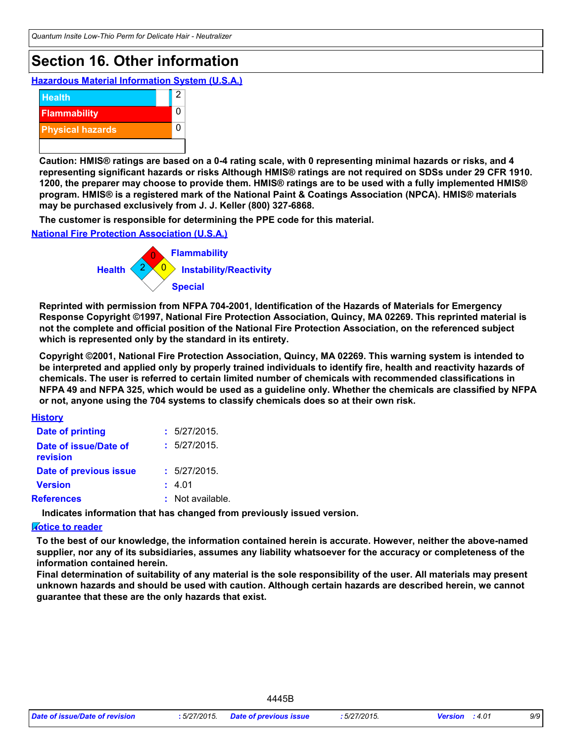# Section 16. Other information

**Hazardous Material Information System (U.S.A.)**

| | |
|---|---|
| Health | 2 |
| Flammability | 0 |
| Physical hazards | 0 |

**Caution: HMIS® ratings are based on a 0-4 rating scale, with 0 representing minimal hazards or risks, and 4 representing significant hazards or risks Although HMIS® ratings are not required on SDSs under 29 CFR 1910. 1200, the preparer may choose to provide them. HMIS® ratings are to be used with a fully implemented HMIS® program. HMIS® is a registered mark of the National Paint & Coatings Association (NPCA). HMIS® materials may be purchased exclusively from J. J. Keller (800) 327-6868.**

**The customer is responsible for determining the PPE code for this material.**

**National Fire Protection Association (U.S.A.)**

Flammability: 0
Health: 2
Instability/Reactivity: 0
Special

**Reprinted with permission from NFPA 704-2001, Identification of the Hazards of Materials for Emergency Response Copyright ©1997, National Fire Protection Association, Quincy, MA 02269. This reprinted material is not the complete and official position of the National Fire Protection Association, on the referenced subject which is represented only by the standard in its entirety.**

**Copyright ©2001, National Fire Protection Association, Quincy, MA 02269. This warning system is intended to be interpreted and applied only by properly trained individuals to identify fire, health and reactivity hazards of chemicals. The user is referred to certain limited number of chemicals with recommended classifications in NFPA 49 and NFPA 325, which would be used as a guideline only. Whether the chemicals are classified by NFPA or not, anyone using the 704 systems to classify chemicals does so at their own risk.**

**History**

| | |
|---|---|
| Date of printing | : 5/27/2015. |
| Date of issue/Date of revision | : 5/27/2015. |
| Date of previous issue | : 5/27/2015. |
| Version | : 4.01 |
| References | : Not available. |

**Indicates information that has changed from previously issued version.**

**Notice to reader**

**To the best of our knowledge, the information contained herein is accurate. However, neither the above-named supplier, nor any of its subsidiaries, assumes any liability whatsoever for the accuracy or completeness of the information contained herein.**
**Final determination of suitability of any material is the sole responsibility of the user. All materials may present unknown hazards and should be used with caution. Although certain hazards are described herein, we cannot guarantee that these are the only hazards that exist.**

4445B